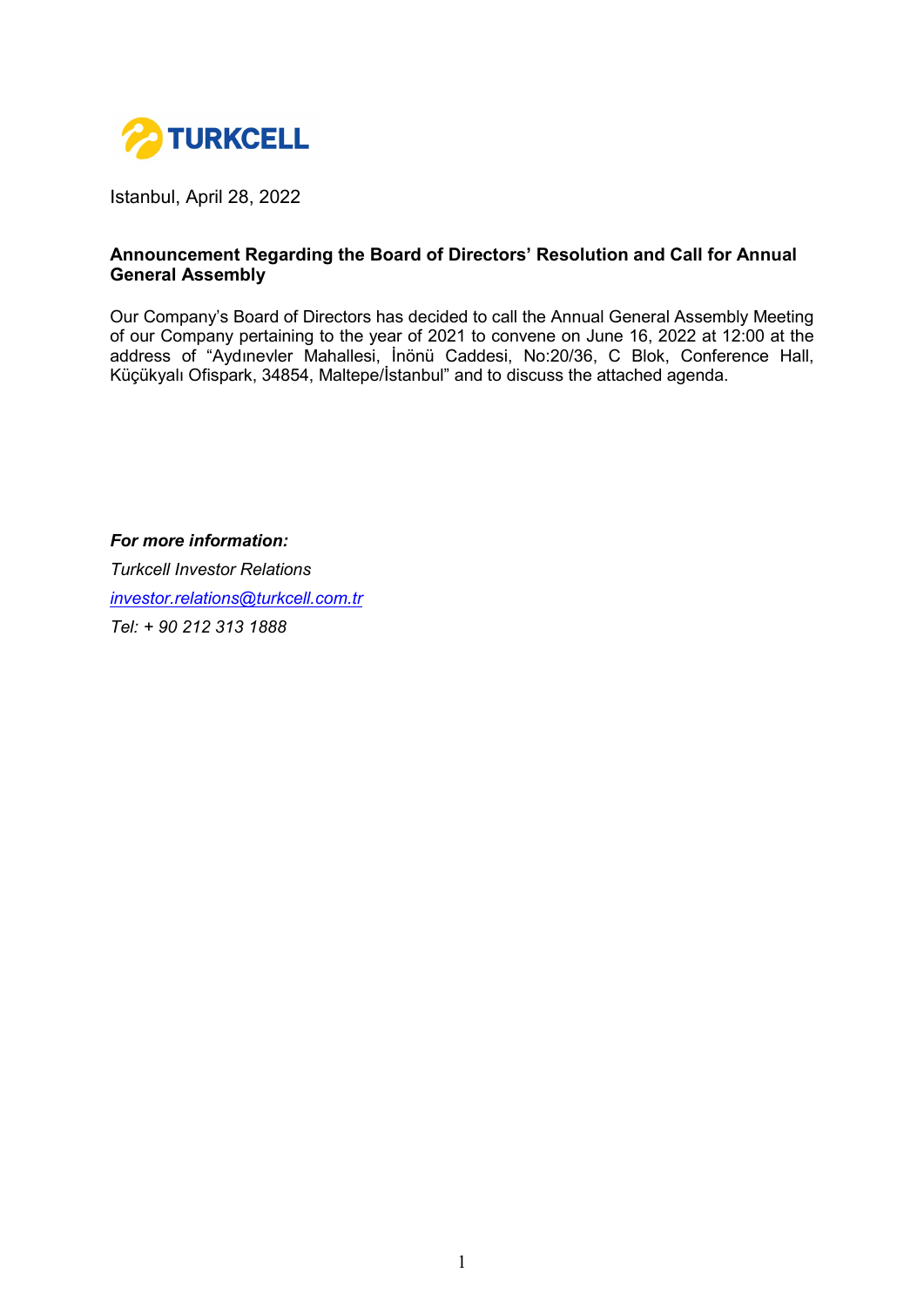TURKCELL

Istanbul, April 28, 2022

**Announcement Regarding the Board of Directors' Resolution and Call for Annual General Assembly**

Our Company's Board of Directors has decided to call the Annual General Assembly Meeting of our Company pertaining to the year of 2021 to convene on June 16, 2022 at 12:00 at the address of "Aydınevler Mahallesi, İnönü Caddesi, No:20/36, C Blok, Conference Hall, Küçükyalı Ofispark, 34854, Maltepe/İstanbul" and to discuss the attached agenda.

***For more information:***

*Turkcell Investor Relations*

*investor.relations@turkcell.com.tr*

*Tel: + 90 212 313 1888*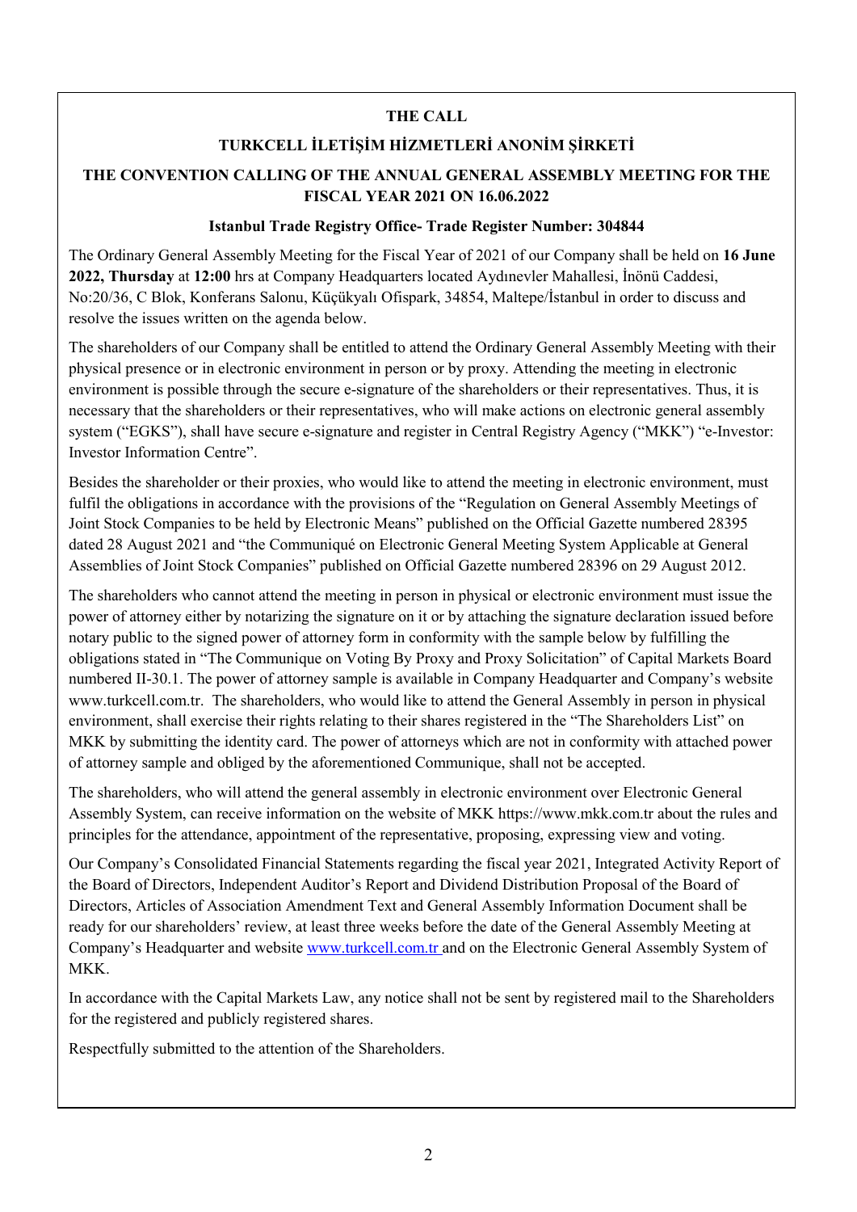# THE CALL

## TURKCELL İLETİŞİM HİZMETLERİ ANONİM ŞİRKETİ

## THE CONVENTION CALLING OF THE ANNUAL GENERAL ASSEMBLY MEETING FOR THE FISCAL YEAR 2021 ON 16.06.2022

### Istanbul Trade Registry Office- Trade Register Number: 304844

The Ordinary General Assembly Meeting for the Fiscal Year of 2021 of our Company shall be held on **16 June 2022, Thursday** at **12:00** hrs at Company Headquarters located Aydınevler Mahallesi, İnönü Caddesi, No:20/36, C Blok, Konferans Salonu, Küçükyalı Ofispark, 34854, Maltepe/İstanbul in order to discuss and resolve the issues written on the agenda below.

The shareholders of our Company shall be entitled to attend the Ordinary General Assembly Meeting with their physical presence or in electronic environment in person or by proxy. Attending the meeting in electronic environment is possible through the secure e-signature of the shareholders or their representatives. Thus, it is necessary that the shareholders or their representatives, who will make actions on electronic general assembly system ("EGKS"), shall have secure e-signature and register in Central Registry Agency ("MKK") "e-Investor: Investor Information Centre".

Besides the shareholder or their proxies, who would like to attend the meeting in electronic environment, must fulfil the obligations in accordance with the provisions of the "Regulation on General Assembly Meetings of Joint Stock Companies to be held by Electronic Means" published on the Official Gazette numbered 28395 dated 28 August 2021 and "the Communiqué on Electronic General Meeting System Applicable at General Assemblies of Joint Stock Companies" published on Official Gazette numbered 28396 on 29 August 2012.

The shareholders who cannot attend the meeting in person in physical or electronic environment must issue the power of attorney either by notarizing the signature on it or by attaching the signature declaration issued before notary public to the signed power of attorney form in conformity with the sample below by fulfilling the obligations stated in "The Communique on Voting By Proxy and Proxy Solicitation" of Capital Markets Board numbered II-30.1. The power of attorney sample is available in Company Headquarter and Company's website www.turkcell.com.tr. The shareholders, who would like to attend the General Assembly in person in physical environment, shall exercise their rights relating to their shares registered in the "The Shareholders List" on MKK by submitting the identity card. The power of attorneys which are not in conformity with attached power of attorney sample and obliged by the aforementioned Communique, shall not be accepted.

The shareholders, who will attend the general assembly in electronic environment over Electronic General Assembly System, can receive information on the website of MKK https://www.mkk.com.tr about the rules and principles for the attendance, appointment of the representative, proposing, expressing view and voting.

Our Company's Consolidated Financial Statements regarding the fiscal year 2021, Integrated Activity Report of the Board of Directors, Independent Auditor's Report and Dividend Distribution Proposal of the Board of Directors, Articles of Association Amendment Text and General Assembly Information Document shall be ready for our shareholders' review, at least three weeks before the date of the General Assembly Meeting at Company's Headquarter and website www.turkcell.com.tr and on the Electronic General Assembly System of MKK.

In accordance with the Capital Markets Law, any notice shall not be sent by registered mail to the Shareholders for the registered and publicly registered shares.

Respectfully submitted to the attention of the Shareholders.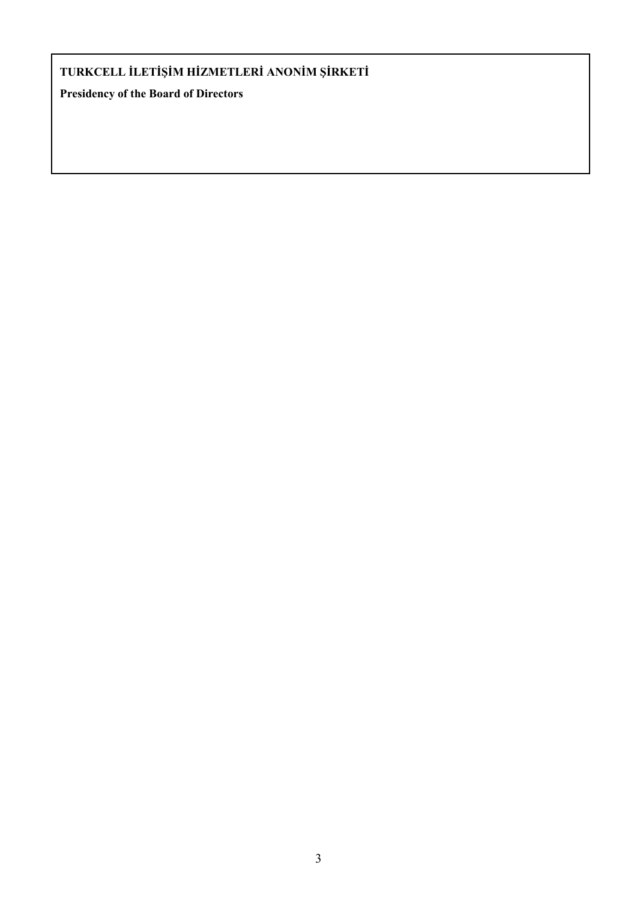**TURKCELL İLETİŞİM HİZMETLERİ ANONİM ŞİRKETİ**

**Presidency of the Board of Directors**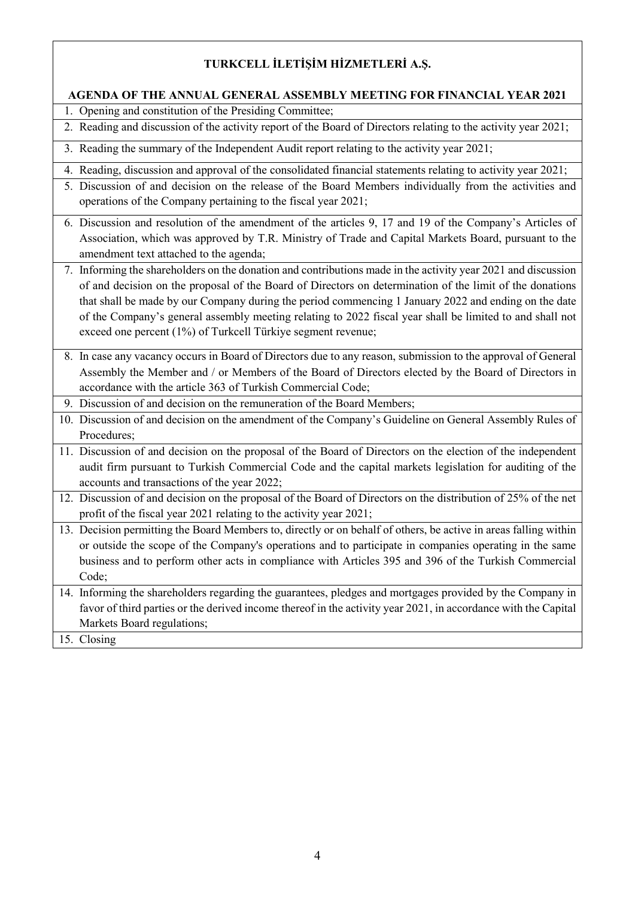**TURKCELL İLETİŞİM HİZMETLERİ A.Ş.**

**AGENDA OF THE ANNUAL GENERAL ASSEMBLY MEETING FOR FINANCIAL YEAR 2021**

1. Opening and constitution of the Presiding Committee;
2. Reading and discussion of the activity report of the Board of Directors relating to the activity year 2021;
3. Reading the summary of the Independent Audit report relating to the activity year 2021;
4. Reading, discussion and approval of the consolidated financial statements relating to activity year 2021;
5. Discussion of and decision on the release of the Board Members individually from the activities and operations of the Company pertaining to the fiscal year 2021;
6. Discussion and resolution of the amendment of the articles 9, 17 and 19 of the Company's Articles of Association, which was approved by T.R. Ministry of Trade and Capital Markets Board, pursuant to the amendment text attached to the agenda;
7. Informing the shareholders on the donation and contributions made in the activity year 2021 and discussion of and decision on the proposal of the Board of Directors on determination of the limit of the donations that shall be made by our Company during the period commencing 1 January 2022 and ending on the date of the Company's general assembly meeting relating to 2022 fiscal year shall be limited to and shall not exceed one percent (1%) of Turkcell Türkiye segment revenue;
8. In case any vacancy occurs in Board of Directors due to any reason, submission to the approval of General Assembly the Member and / or Members of the Board of Directors elected by the Board of Directors in accordance with the article 363 of Turkish Commercial Code;
9. Discussion of and decision on the remuneration of the Board Members;
10. Discussion of and decision on the amendment of the Company's Guideline on General Assembly Rules of Procedures;
11. Discussion of and decision on the proposal of the Board of Directors on the election of the independent audit firm pursuant to Turkish Commercial Code and the capital markets legislation for auditing of the accounts and transactions of the year 2022;
12. Discussion of and decision on the proposal of the Board of Directors on the distribution of 25% of the net profit of the fiscal year 2021 relating to the activity year 2021;
13. Decision permitting the Board Members to, directly or on behalf of others, be active in areas falling within or outside the scope of the Company's operations and to participate in companies operating in the same business and to perform other acts in compliance with Articles 395 and 396 of the Turkish Commercial Code;
14. Informing the shareholders regarding the guarantees, pledges and mortgages provided by the Company in favor of third parties or the derived income thereof in the activity year 2021, in accordance with the Capital Markets Board regulations;
15. Closing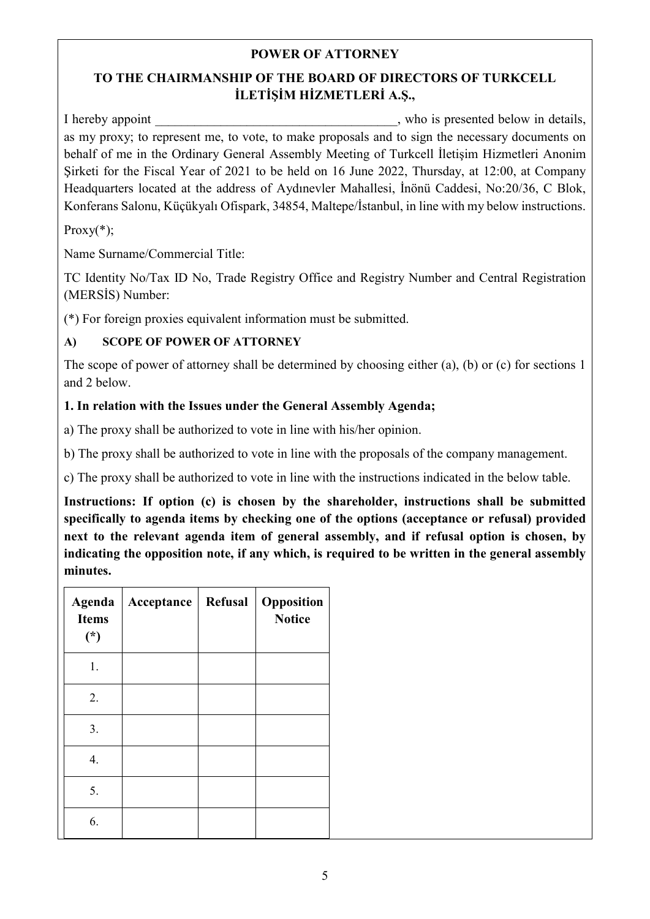## POWER OF ATTORNEY

## TO THE CHAIRMANSHIP OF THE BOARD OF DIRECTORS OF TURKCELL İLETİŞİM HİZMETLERİ A.Ş.,

I hereby appoint ______________________________________, who is presented below in details, as my proxy; to represent me, to vote, to make proposals and to sign the necessary documents on behalf of me in the Ordinary General Assembly Meeting of Turkcell İletişim Hizmetleri Anonim Şirketi for the Fiscal Year of 2021 to be held on 16 June 2022, Thursday, at 12:00, at Company Headquarters located at the address of Aydınevler Mahallesi, İnönü Caddesi, No:20/36, C Blok, Konferans Salonu, Küçükyalı Ofispark, 34854, Maltepe/İstanbul, in line with my below instructions.

Proxy(*);

Name Surname/Commercial Title:

TC Identity No/Tax ID No, Trade Registry Office and Registry Number and Central Registration (MERSİS) Number:

(*) For foreign proxies equivalent information must be submitted.

**A) SCOPE OF POWER OF ATTORNEY**

The scope of power of attorney shall be determined by choosing either (a), (b) or (c) for sections 1 and 2 below.

**1. In relation with the Issues under the General Assembly Agenda;**

a) The proxy shall be authorized to vote in line with his/her opinion.

b) The proxy shall be authorized to vote in line with the proposals of the company management.

c) The proxy shall be authorized to vote in line with the instructions indicated in the below table.

**Instructions: If option (c) is chosen by the shareholder, instructions shall be submitted specifically to agenda items by checking one of the options (acceptance or refusal) provided next to the relevant agenda item of general assembly, and if refusal option is chosen, by indicating the opposition note, if any which, is required to be written in the general assembly minutes.**

| Agenda Items (*) | Acceptance | Refusal | Opposition Notice |
|---|---|---|---|
| 1. | | | |
| 2. | | | |
| 3. | | | |
| 4. | | | |
| 5. | | | |
| 6. | | | |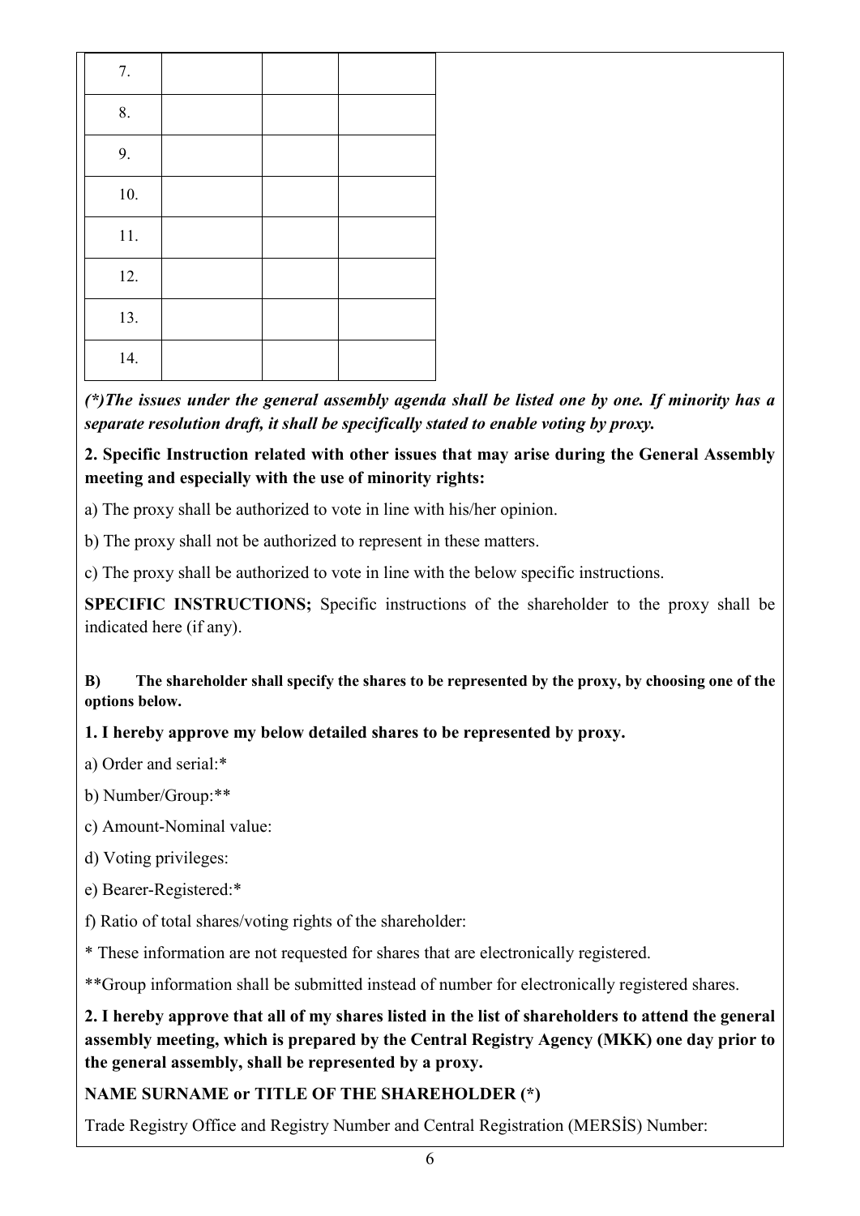| | | | |
|---|---|---|---|
| 7. | | | |
| 8. | | | |
| 9. | | | |
| 10. | | | |
| 11. | | | |
| 12. | | | |
| 13. | | | |
| 14. | | | |

***(*)The issues under the general assembly agenda shall be listed one by one. If minority has a separate resolution draft, it shall be specifically stated to enable voting by proxy.***

**2. Specific Instruction related with other issues that may arise during the General Assembly meeting and especially with the use of minority rights:**

a) The proxy shall be authorized to vote in line with his/her opinion.

b) The proxy shall not be authorized to represent in these matters.

c) The proxy shall be authorized to vote in line with the below specific instructions.

**SPECIFIC INSTRUCTIONS;** Specific instructions of the shareholder to the proxy shall be indicated here (if any).

**B) The shareholder shall specify the shares to be represented by the proxy, by choosing one of the options below.**

**1. I hereby approve my below detailed shares to be represented by proxy.**

a) Order and serial:*

b) Number/Group:**

c) Amount-Nominal value:

d) Voting privileges:

e) Bearer-Registered:*

f) Ratio of total shares/voting rights of the shareholder:

* These information are not requested for shares that are electronically registered.

**Group information shall be submitted instead of number for electronically registered shares.

**2. I hereby approve that all of my shares listed in the list of shareholders to attend the general assembly meeting, which is prepared by the Central Registry Agency (MKK) one day prior to the general assembly, shall be represented by a proxy.**

**NAME SURNAME or TITLE OF THE SHAREHOLDER (*)**

Trade Registry Office and Registry Number and Central Registration (MERSİS) Number: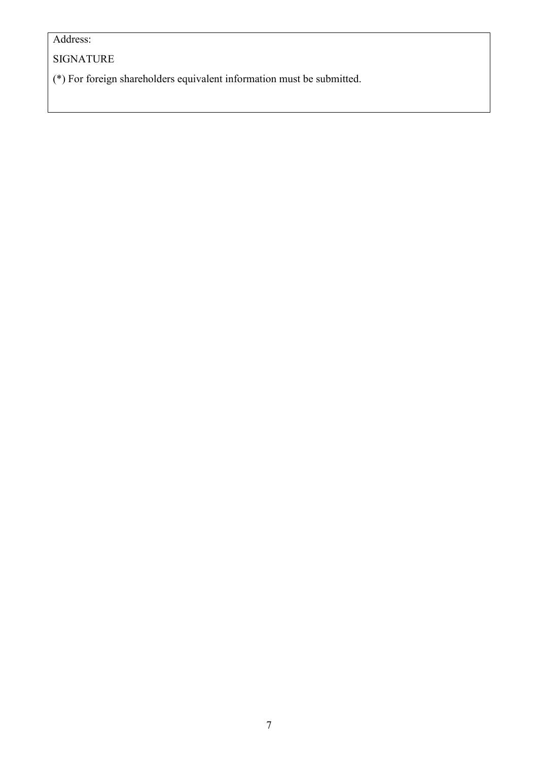Address:

SIGNATURE

(*) For foreign shareholders equivalent information must be submitted.